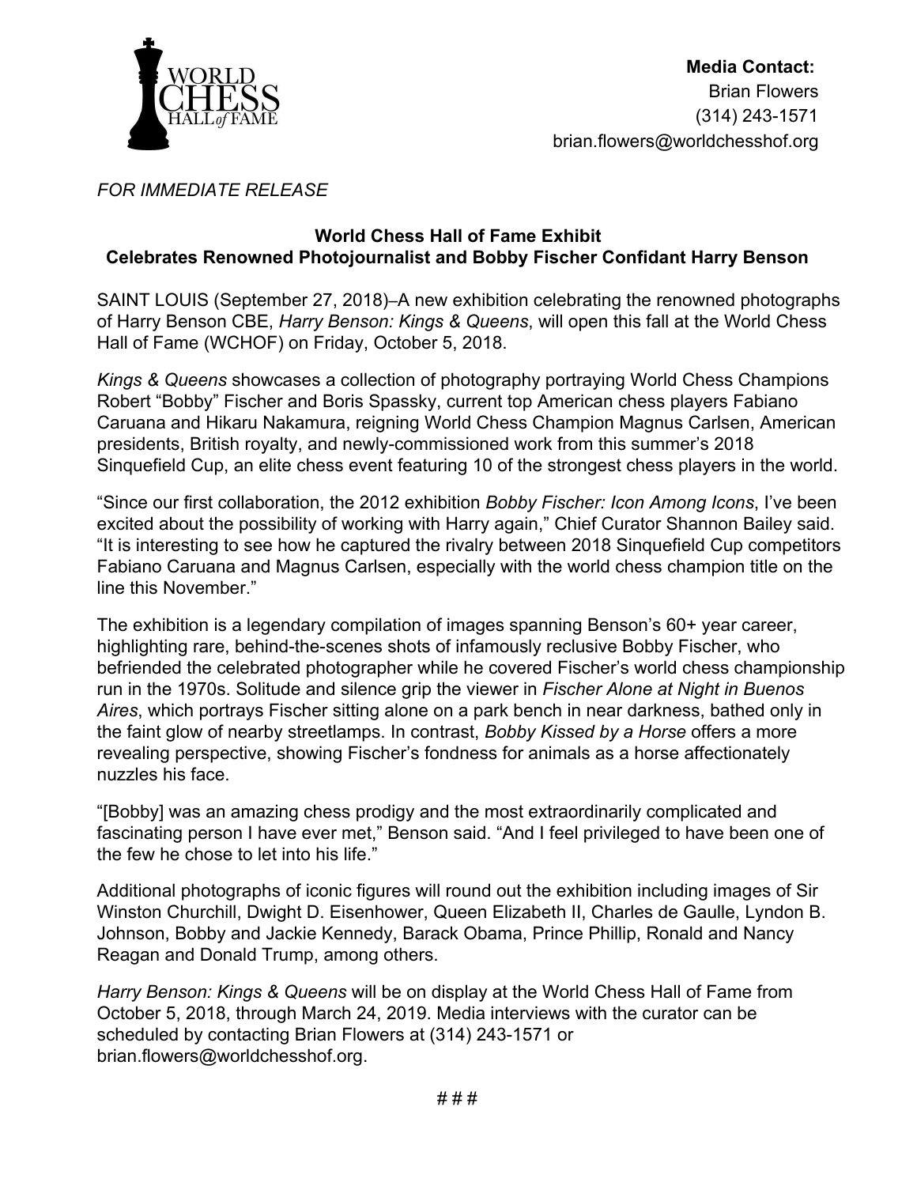WORLD CHESS HALL of FAME

**Media Contact:**
Brian Flowers
(314) 243-1571
brian.flowers@worldchesshof.org

*FOR IMMEDIATE RELEASE*

**World Chess Hall of Fame Exhibit**
**Celebrates Renowned Photojournalist and Bobby Fischer Confidant Harry Benson**

SAINT LOUIS (September 27, 2018)–A new exhibition celebrating the renowned photographs of Harry Benson CBE, *Harry Benson: Kings & Queens*, will open this fall at the World Chess Hall of Fame (WCHOF) on Friday, October 5, 2018.

*Kings & Queens* showcases a collection of photography portraying World Chess Champions Robert "Bobby" Fischer and Boris Spassky, current top American chess players Fabiano Caruana and Hikaru Nakamura, reigning World Chess Champion Magnus Carlsen, American presidents, British royalty, and newly-commissioned work from this summer's 2018 Sinquefield Cup, an elite chess event featuring 10 of the strongest chess players in the world.

"Since our first collaboration, the 2012 exhibition *Bobby Fischer: Icon Among Icons*, I've been excited about the possibility of working with Harry again," Chief Curator Shannon Bailey said. "It is interesting to see how he captured the rivalry between 2018 Sinquefield Cup competitors Fabiano Caruana and Magnus Carlsen, especially with the world chess champion title on the line this November."

The exhibition is a legendary compilation of images spanning Benson's 60+ year career, highlighting rare, behind-the-scenes shots of infamously reclusive Bobby Fischer, who befriended the celebrated photographer while he covered Fischer's world chess championship run in the 1970s. Solitude and silence grip the viewer in *Fischer Alone at Night in Buenos Aires*, which portrays Fischer sitting alone on a park bench in near darkness, bathed only in the faint glow of nearby streetlamps. In contrast, *Bobby Kissed by a Horse* offers a more revealing perspective, showing Fischer's fondness for animals as a horse affectionately nuzzles his face.

"[Bobby] was an amazing chess prodigy and the most extraordinarily complicated and fascinating person I have ever met," Benson said. "And I feel privileged to have been one of the few he chose to let into his life."

Additional photographs of iconic figures will round out the exhibition including images of Sir Winston Churchill, Dwight D. Eisenhower, Queen Elizabeth II, Charles de Gaulle, Lyndon B. Johnson, Bobby and Jackie Kennedy, Barack Obama, Prince Phillip, Ronald and Nancy Reagan and Donald Trump, among others.

*Harry Benson: Kings & Queens* will be on display at the World Chess Hall of Fame from October 5, 2018, through March 24, 2019. Media interviews with the curator can be scheduled by contacting Brian Flowers at (314) 243-1571 or brian.flowers@worldchesshof.org.

# # #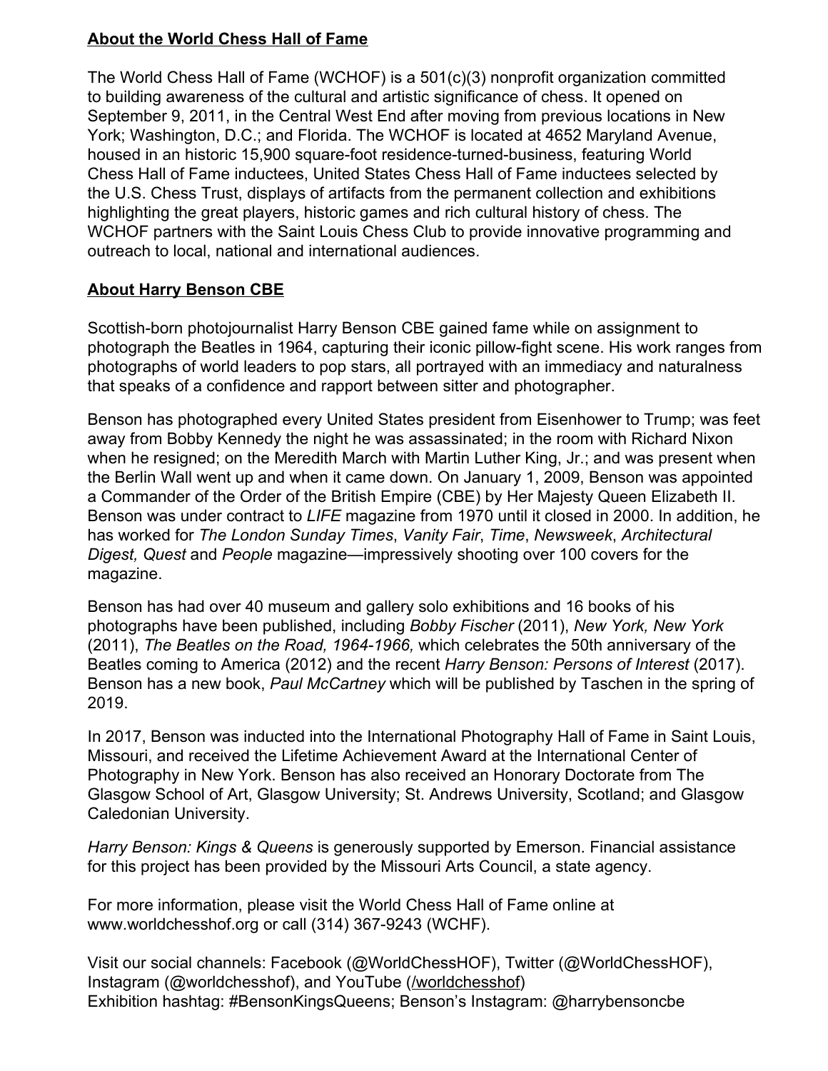**About the World Chess Hall of Fame**

The World Chess Hall of Fame (WCHOF) is a 501(c)(3) nonprofit organization committed to building awareness of the cultural and artistic significance of chess. It opened on September 9, 2011, in the Central West End after moving from previous locations in New York; Washington, D.C.; and Florida. The WCHOF is located at 4652 Maryland Avenue, housed in an historic 15,900 square-foot residence-turned-business, featuring World Chess Hall of Fame inductees, United States Chess Hall of Fame inductees selected by the U.S. Chess Trust, displays of artifacts from the permanent collection and exhibitions highlighting the great players, historic games and rich cultural history of chess. The WCHOF partners with the Saint Louis Chess Club to provide innovative programming and outreach to local, national and international audiences.

**About Harry Benson CBE**

Scottish-born photojournalist Harry Benson CBE gained fame while on assignment to photograph the Beatles in 1964, capturing their iconic pillow-fight scene. His work ranges from photographs of world leaders to pop stars, all portrayed with an immediacy and naturalness that speaks of a confidence and rapport between sitter and photographer.

Benson has photographed every United States president from Eisenhower to Trump; was feet away from Bobby Kennedy the night he was assassinated; in the room with Richard Nixon when he resigned; on the Meredith March with Martin Luther King, Jr.; and was present when the Berlin Wall went up and when it came down. On January 1, 2009, Benson was appointed a Commander of the Order of the British Empire (CBE) by Her Majesty Queen Elizabeth II. Benson was under contract to *LIFE* magazine from 1970 until it closed in 2000. In addition, he has worked for *The London Sunday Times*, *Vanity Fair*, *Time*, *Newsweek*, *Architectural Digest, Quest* and *People* magazine—impressively shooting over 100 covers for the magazine.

Benson has had over 40 museum and gallery solo exhibitions and 16 books of his photographs have been published, including *Bobby Fischer* (2011), *New York, New York* (2011), *The Beatles on the Road, 1964-1966,* which celebrates the 50th anniversary of the Beatles coming to America (2012) and the recent *Harry Benson: Persons of Interest* (2017). Benson has a new book, *Paul McCartney* which will be published by Taschen in the spring of 2019.

In 2017, Benson was inducted into the International Photography Hall of Fame in Saint Louis, Missouri, and received the Lifetime Achievement Award at the International Center of Photography in New York. Benson has also received an Honorary Doctorate from The Glasgow School of Art, Glasgow University; St. Andrews University, Scotland; and Glasgow Caledonian University.

*Harry Benson: Kings & Queens* is generously supported by Emerson. Financial assistance for this project has been provided by the Missouri Arts Council, a state agency.

For more information, please visit the World Chess Hall of Fame online at www.worldchesshof.org or call (314) 367-9243 (WCHF).

Visit our social channels: Facebook (@WorldChessHOF), Twitter (@WorldChessHOF), Instagram (@worldchesshof), and YouTube (/worldchesshof)
Exhibition hashtag: #BensonKingsQueens; Benson's Instagram: @harrybensoncbe